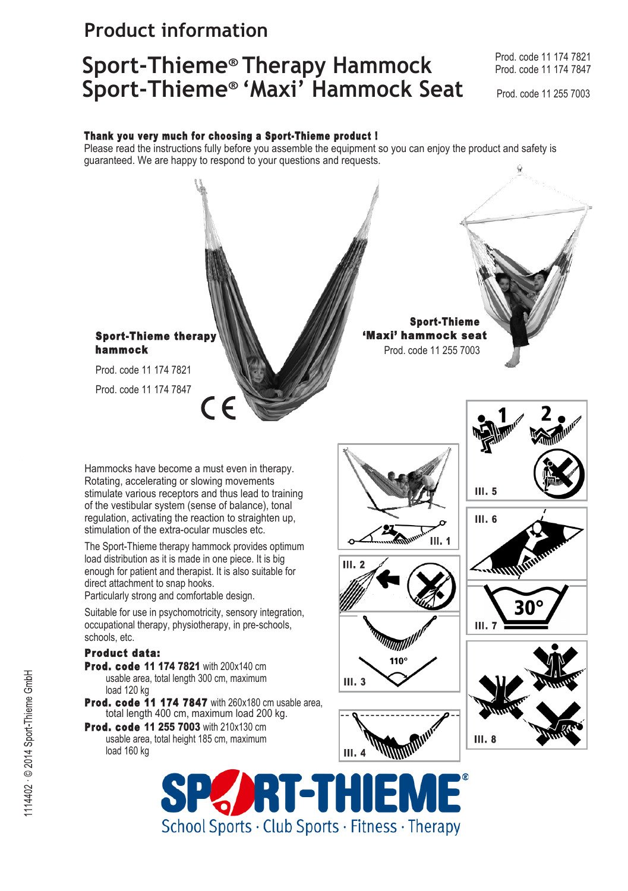# Product information

## Sport-Thieme® Therapy Hammock
## Sport-Thieme® 'Maxi' Hammock Seat

Prod. code 11 174 7821
Prod. code 11 174 7847

Prod. code 11 255 7003

**Thank you very much for choosing a Sport-Thieme product !**
Please read the instructions fully before you assemble the equipment so you can enjoy the product and safety is guaranteed. We are happy to respond to your questions and requests.

**Sport-Thieme therapy hammock**

Prod. code 11 174 7821

Prod. code 11 174 7847

**Sport-Thieme 'Maxi' hammock seat**
Prod. code 11 255 7003

Hammocks have become a must even in therapy. Rotating, accelerating or slowing movements stimulate various receptors and thus lead to training of the vestibular system (sense of balance), tonal regulation, activating the reaction to straighten up, stimulation of the extra-ocular muscles etc.

The Sport-Thieme therapy hammock provides optimum load distribution as it is made in one piece. It is big enough for patient and therapist. It is also suitable for direct attachment to snap hooks.
Particularly strong and comfortable design.

Suitable for use in psychomotricity, sensory integration, occupational therapy, physiotherapy, in pre-schools, schools, etc.

**Product data:**

**Prod. code 11 174 7821** with 200x140 cm usable area, total length 300 cm, maximum load 120 kg

**Prod. code 11 174 7847** with 260x180 cm usable area, total length 400 cm, maximum load 200 kg.

**Prod. code 11 255 7003** with 210x130 cm usable area, total height 185 cm, maximum load 160 kg

Ill. 1

Ill. 2

Ill. 3 — 110°

Ill. 4

Ill. 5

Ill. 6

Ill. 7 — 30°

Ill. 8

1114402 · © 2014 Sport-Thieme GmbH

SPORT-THIEME®
School Sports · Club Sports · Fitness · Therapy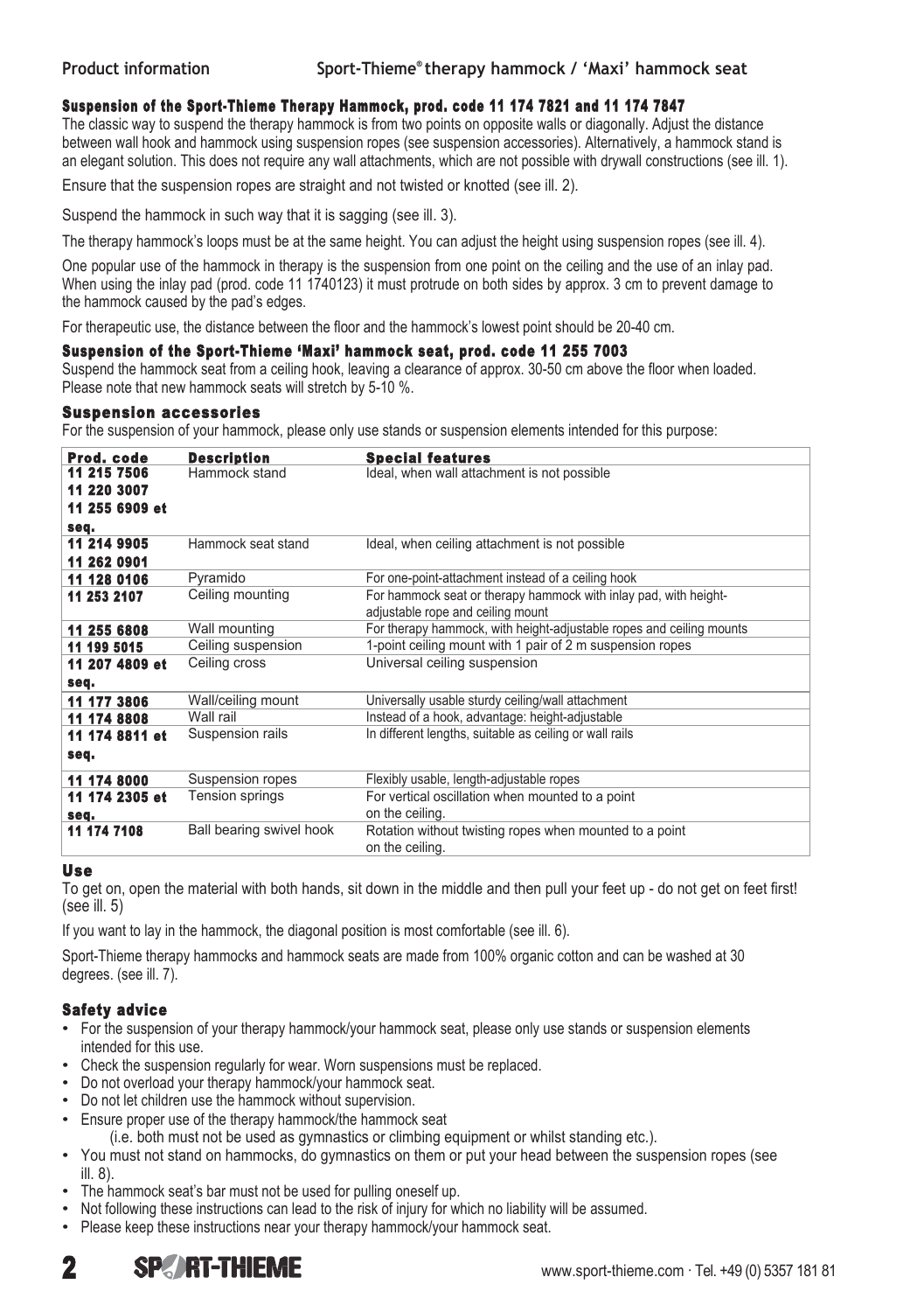## Suspension of the Sport-Thieme Therapy Hammock, prod. code 11 174 7821 and 11 174 7847

The classic way to suspend the therapy hammock is from two points on opposite walls or diagonally. Adjust the distance between wall hook and hammock using suspension ropes (see suspension accessories). Alternatively, a hammock stand is an elegant solution. This does not require any wall attachments, which are not possible with drywall constructions (see ill. 1).

Ensure that the suspension ropes are straight and not twisted or knotted (see ill. 2).

Suspend the hammock in such way that it is sagging (see ill. 3).

The therapy hammock's loops must be at the same height. You can adjust the height using suspension ropes (see ill. 4).

One popular use of the hammock in therapy is the suspension from one point on the ceiling and the use of an inlay pad. When using the inlay pad (prod. code 11 1740123) it must protrude on both sides by approx. 3 cm to prevent damage to the hammock caused by the pad's edges.

For therapeutic use, the distance between the floor and the hammock's lowest point should be 20-40 cm.

## Suspension of the Sport-Thieme 'Maxi' hammock seat, prod. code 11 255 7003

Suspend the hammock seat from a ceiling hook, leaving a clearance of approx. 30-50 cm above the floor when loaded. Please note that new hammock seats will stretch by 5-10 %.

## Suspension accessories

For the suspension of your hammock, please only use stands or suspension elements intended for this purpose:

| Prod. code | Description | Special features |
|---|---|---|
| 11 215 7506<br>11 220 3007<br>11 255 6909 et seq. | Hammock stand | Ideal, when wall attachment is not possible |
| 11 214 9905<br>11 262 0901 | Hammock seat stand | Ideal, when ceiling attachment is not possible |
| 11 128 0106 | Pyramido | For one-point-attachment instead of a ceiling hook |
| 11 253 2107 | Ceiling mounting | For hammock seat or therapy hammock with inlay pad, with height-adjustable rope and ceiling mount |
| 11 255 6808 | Wall mounting | For therapy hammock, with height-adjustable ropes and ceiling mounts |
| 11 199 5015 | Ceiling suspension | 1-point ceiling mount with 1 pair of 2 m suspension ropes |
| 11 207 4809 et seq. | Ceiling cross | Universal ceiling suspension |
| 11 177 3806 | Wall/ceiling mount | Universally usable sturdy ceiling/wall attachment |
| 11 174 8808 | Wall rail | Instead of a hook, advantage: height-adjustable |
| 11 174 8811 et seq. | Suspension rails | In different lengths, suitable as ceiling or wall rails |
| 11 174 8000 | Suspension ropes | Flexibly usable, length-adjustable ropes |
| 11 174 2305 et seq. | Tension springs | For vertical oscillation when mounted to a point on the ceiling. |
| 11 174 7108 | Ball bearing swivel hook | Rotation without twisting ropes when mounted to a point on the ceiling. |

## Use

To get on, open the material with both hands, sit down in the middle and then pull your feet up - do not get on feet first! (see ill. 5)

If you want to lay in the hammock, the diagonal position is most comfortable (see ill. 6).

Sport-Thieme therapy hammocks and hammock seats are made from 100% organic cotton and can be washed at 30 degrees. (see ill. 7).

## Safety advice

- For the suspension of your therapy hammock/your hammock seat, please only use stands or suspension elements intended for this use.
- Check the suspension regularly for wear. Worn suspensions must be replaced.
- Do not overload your therapy hammock/your hammock seat.
- Do not let children use the hammock without supervision.
- Ensure proper use of the therapy hammock/the hammock seat
  (i.e. both must not be used as gymnastics or climbing equipment or whilst standing etc.).
- You must not stand on hammocks, do gymnastics on them or put your head between the suspension ropes (see ill. 8).
- The hammock seat's bar must not be used for pulling oneself up.
- Not following these instructions can lead to the risk of injury for which no liability will be assumed.
- Please keep these instructions near your therapy hammock/your hammock seat.